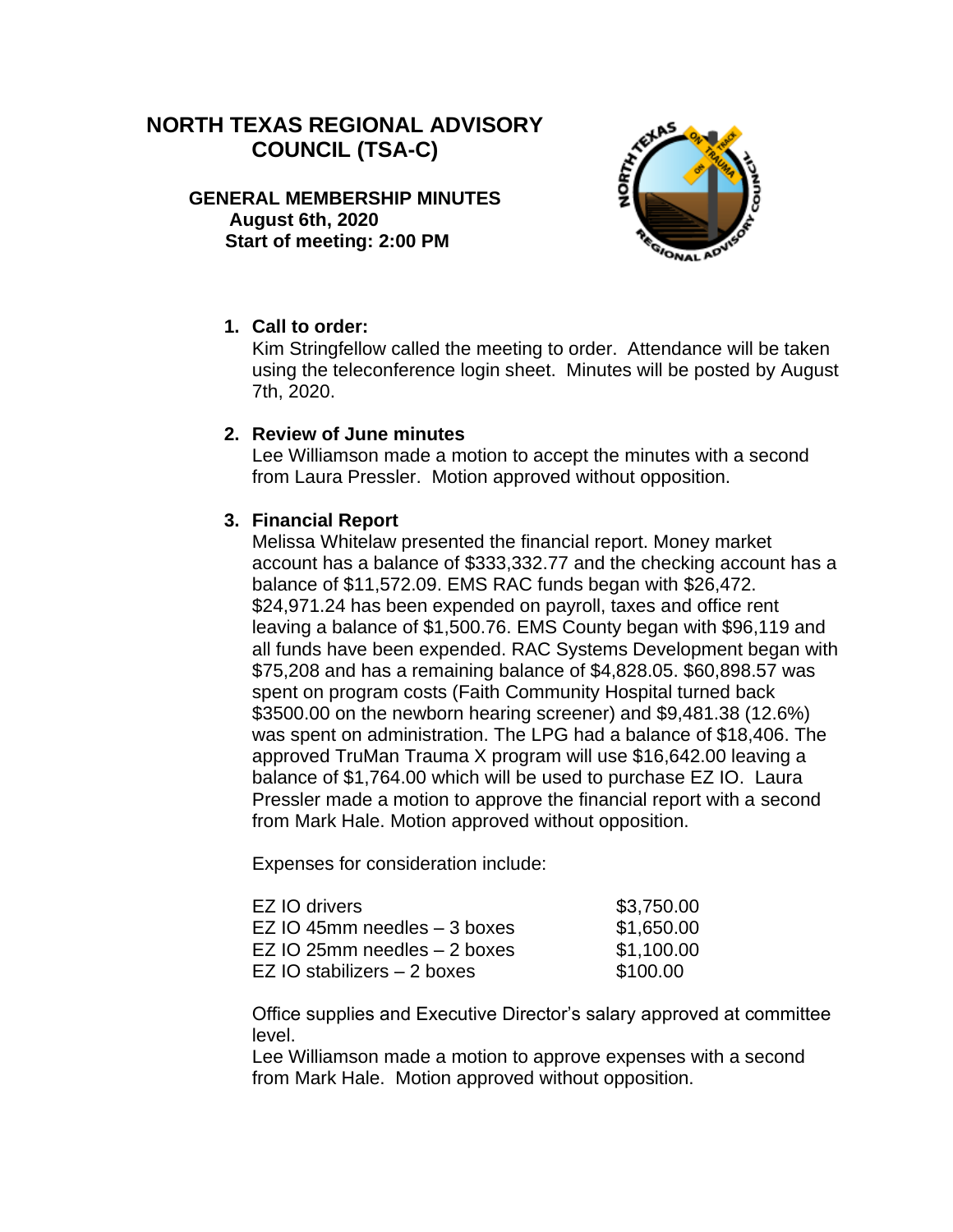# NORTH TEXAS REGIONAL ADVISORY COUNCIL (TSA-C)

**GENERAL MEMBERSHIP MINUTES**
**August 6th, 2020**
**Start of meeting: 2:00 PM**

1. **Call to order:**
   Kim Stringfellow called the meeting to order. Attendance will be taken using the teleconference login sheet. Minutes will be posted by August 7th, 2020.

2. **Review of June minutes**
   Lee Williamson made a motion to accept the minutes with a second from Laura Pressler. Motion approved without opposition.

3. **Financial Report**
   Melissa Whitelaw presented the financial report. Money market account has a balance of $333,332.77 and the checking account has a balance of $11,572.09. EMS RAC funds began with $26,472. $24,971.24 has been expended on payroll, taxes and office rent leaving a balance of $1,500.76. EMS County began with $96,119 and all funds have been expended. RAC Systems Development began with $75,208 and has a remaining balance of $4,828.05. $60,898.57 was spent on program costs (Faith Community Hospital turned back $3500.00 on the newborn hearing screener) and $9,481.38 (12.6%) was spent on administration. The LPG had a balance of $18,406. The approved TruMan Trauma X program will use $16,642.00 leaving a balance of $1,764.00 which will be used to purchase EZ IO. Laura Pressler made a motion to approve the financial report with a second from Mark Hale. Motion approved without opposition.

   Expenses for consideration include:

   | | |
   |---|---|
   | EZ IO drivers | $3,750.00 |
   | EZ IO 45mm needles – 3 boxes | $1,650.00 |
   | EZ IO 25mm needles – 2 boxes | $1,100.00 |
   | EZ IO stabilizers – 2 boxes | $100.00 |

   Office supplies and Executive Director's salary approved at committee level.
   Lee Williamson made a motion to approve expenses with a second from Mark Hale. Motion approved without opposition.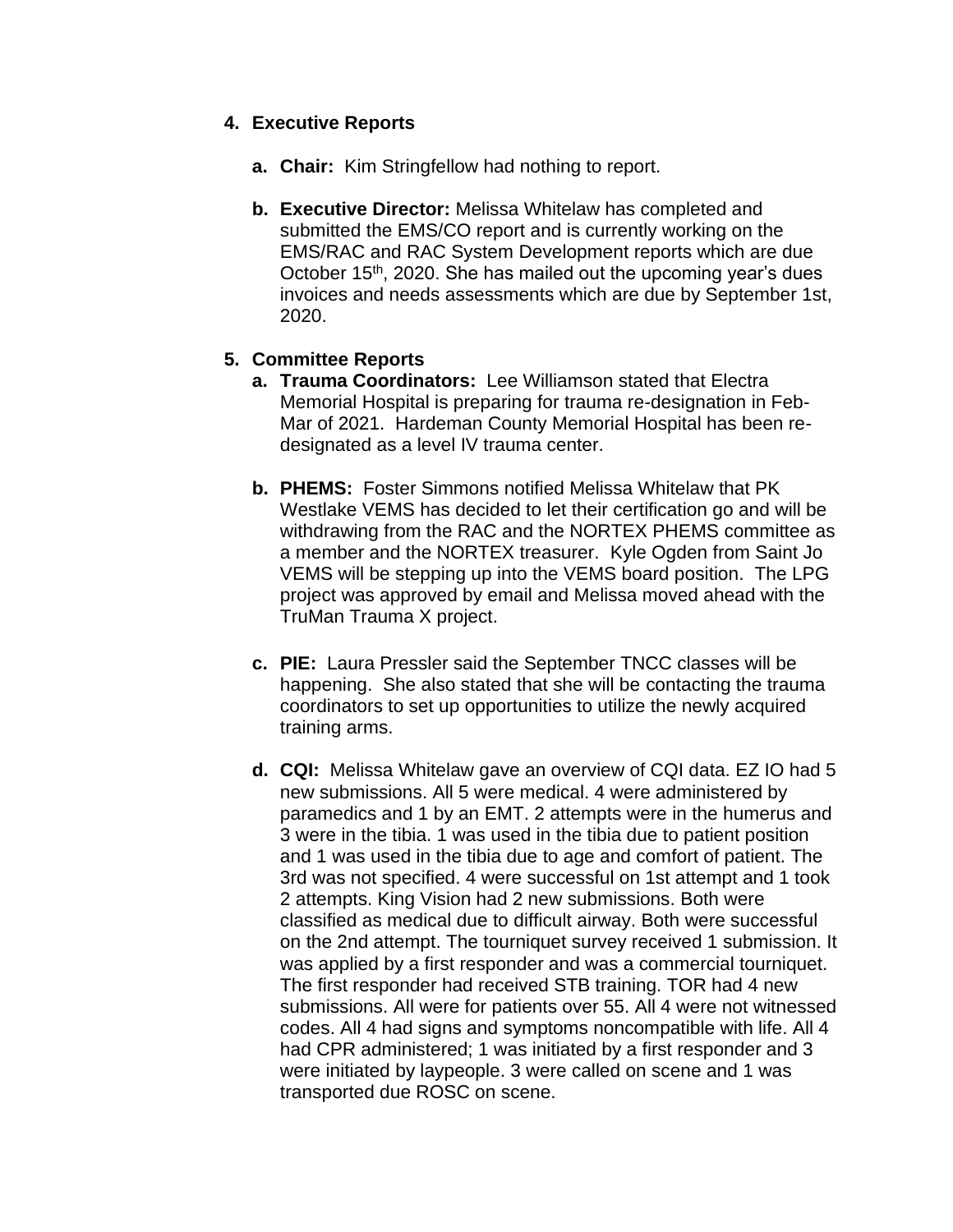4. **Executive Reports**

   a. **Chair:** Kim Stringfellow had nothing to report.

   b. **Executive Director:** Melissa Whitelaw has completed and submitted the EMS/CO report and is currently working on the EMS/RAC and RAC System Development reports which are due October 15th, 2020. She has mailed out the upcoming year's dues invoices and needs assessments which are due by September 1st, 2020.

5. **Committee Reports**

   a. **Trauma Coordinators:** Lee Williamson stated that Electra Memorial Hospital is preparing for trauma re-designation in Feb-Mar of 2021. Hardeman County Memorial Hospital has been re-designated as a level IV trauma center.

   b. **PHEMS:** Foster Simmons notified Melissa Whitelaw that PK Westlake VEMS has decided to let their certification go and will be withdrawing from the RAC and the NORTEX PHEMS committee as a member and the NORTEX treasurer. Kyle Ogden from Saint Jo VEMS will be stepping up into the VEMS board position. The LPG project was approved by email and Melissa moved ahead with the TruMan Trauma X project.

   c. **PIE:** Laura Pressler said the September TNCC classes will be happening. She also stated that she will be contacting the trauma coordinators to set up opportunities to utilize the newly acquired training arms.

   d. **CQI:** Melissa Whitelaw gave an overview of CQI data. EZ IO had 5 new submissions. All 5 were medical. 4 were administered by paramedics and 1 by an EMT. 2 attempts were in the humerus and 3 were in the tibia. 1 was used in the tibia due to patient position and 1 was used in the tibia due to age and comfort of patient. The 3rd was not specified. 4 were successful on 1st attempt and 1 took 2 attempts. King Vision had 2 new submissions. Both were classified as medical due to difficult airway. Both were successful on the 2nd attempt. The tourniquet survey received 1 submission. It was applied by a first responder and was a commercial tourniquet. The first responder had received STB training. TOR had 4 new submissions. All were for patients over 55. All 4 were not witnessed codes. All 4 had signs and symptoms noncompatible with life. All 4 had CPR administered; 1 was initiated by a first responder and 3 were initiated by laypeople. 3 were called on scene and 1 was transported due ROSC on scene.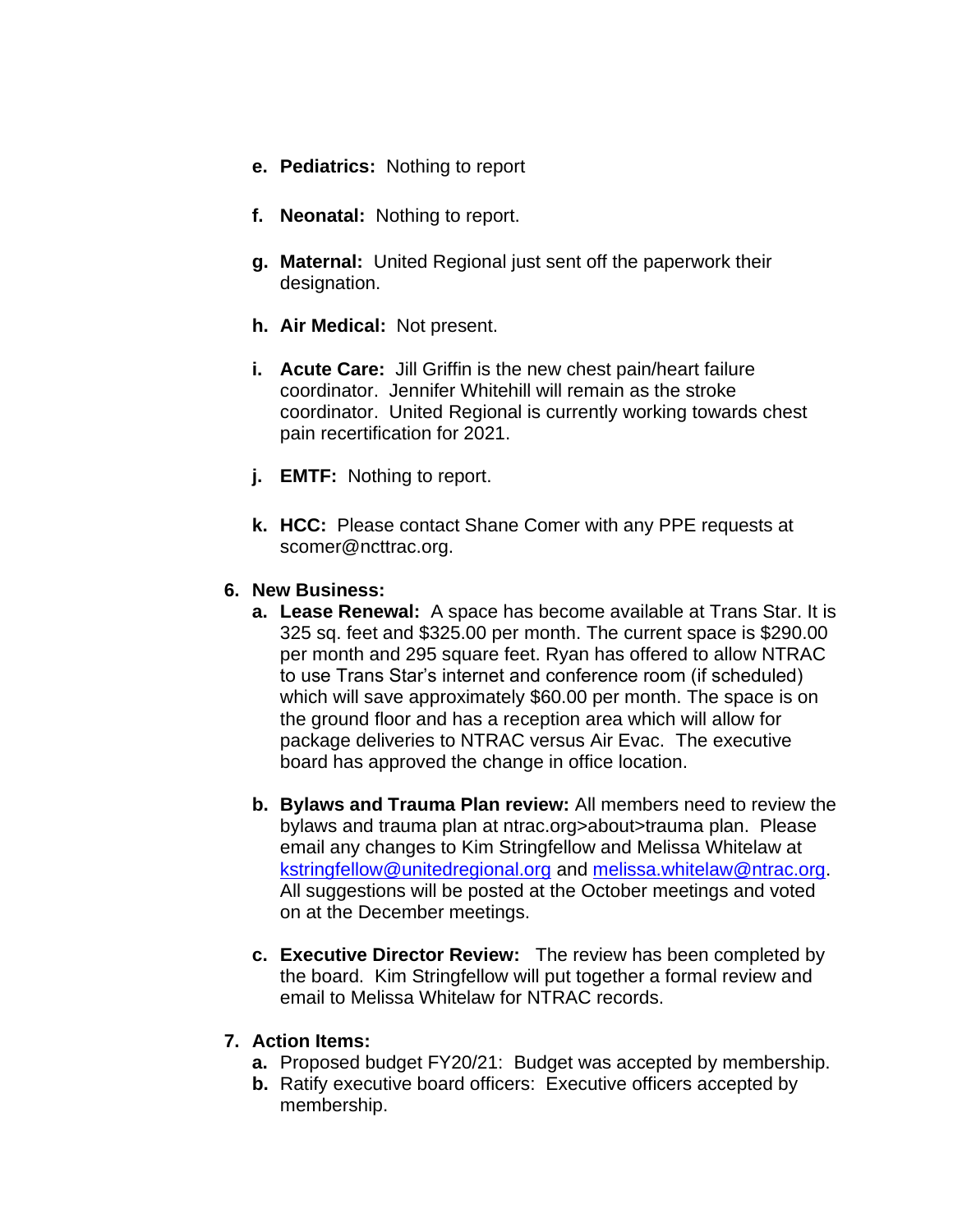- **e. Pediatrics:** Nothing to report

- **f. Neonatal:** Nothing to report.

- **g. Maternal:** United Regional just sent off the paperwork their designation.

- **h. Air Medical:** Not present.

- **i. Acute Care:** Jill Griffin is the new chest pain/heart failure coordinator. Jennifer Whitehill will remain as the stroke coordinator. United Regional is currently working towards chest pain recertification for 2021.

- **j. EMTF:** Nothing to report.

- **k. HCC:** Please contact Shane Comer with any PPE requests at scomer@ncttrac.org.

**6. New Business:**

- **a. Lease Renewal:** A space has become available at Trans Star. It is 325 sq. feet and $325.00 per month. The current space is $290.00 per month and 295 square feet. Ryan has offered to allow NTRAC to use Trans Star's internet and conference room (if scheduled) which will save approximately $60.00 per month. The space is on the ground floor and has a reception area which will allow for package deliveries to NTRAC versus Air Evac. The executive board has approved the change in office location.

- **b. Bylaws and Trauma Plan review:** All members need to review the bylaws and trauma plan at ntrac.org>about>trauma plan. Please email any changes to Kim Stringfellow and Melissa Whitelaw at kstringfellow@unitedregional.org and melissa.whitelaw@ntrac.org. All suggestions will be posted at the October meetings and voted on at the December meetings.

- **c. Executive Director Review:** The review has been completed by the board. Kim Stringfellow will put together a formal review and email to Melissa Whitelaw for NTRAC records.

**7. Action Items:**

- **a.** Proposed budget FY20/21: Budget was accepted by membership.
- **b.** Ratify executive board officers: Executive officers accepted by membership.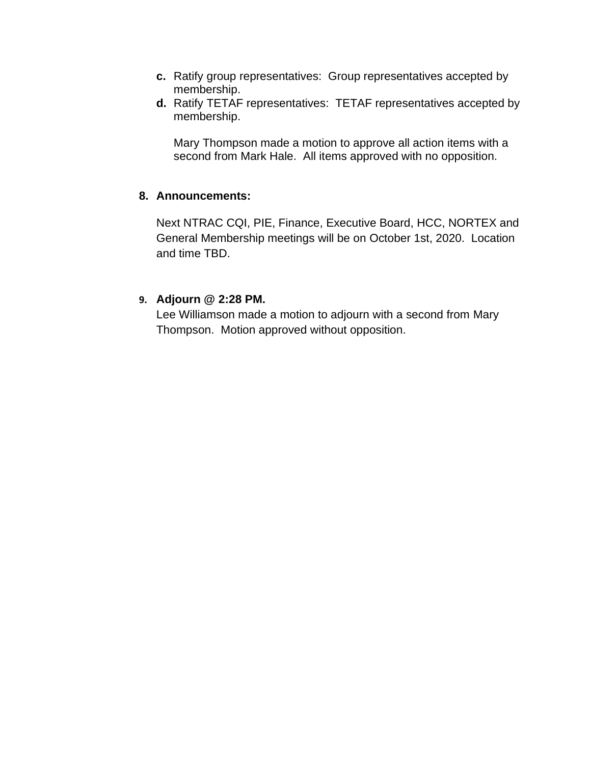c. Ratify group representatives: Group representatives accepted by membership.

d. Ratify TETAF representatives: TETAF representatives accepted by membership.

   Mary Thompson made a motion to approve all action items with a second from Mark Hale. All items approved with no opposition.

8. **Announcements:**

   Next NTRAC CQI, PIE, Finance, Executive Board, HCC, NORTEX and General Membership meetings will be on October 1st, 2020. Location and time TBD.

9. **Adjourn @ 2:28 PM.**

   Lee Williamson made a motion to adjourn with a second from Mary Thompson. Motion approved without opposition.